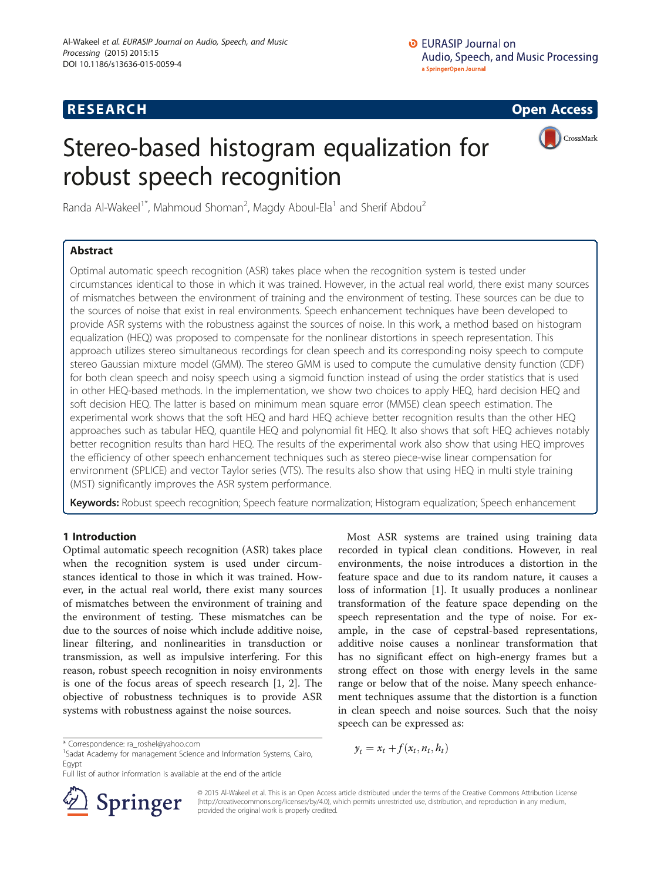# Stereo-based histogram equalization for robust speech recognition

Randa Al-Wakeel[1*], Mahmoud Shoman[2], Magdy Aboul-Ela[1] and Sherif Abdou[2]

## Abstract

Optimal automatic speech recognition (ASR) takes place when the recognition system is tested under circumstances identical to those in which it was trained. However, in the actual real world, there exist many sources of mismatches between the environment of training and the environment of testing. These sources can be due to the sources of noise that exist in real environments. Speech enhancement techniques have been developed to provide ASR systems with the robustness against the sources of noise. In this work, a method based on histogram equalization (HEQ) was proposed to compensate for the nonlinear distortions in speech representation. This approach utilizes stereo simultaneous recordings for clean speech and its corresponding noisy speech to compute stereo Gaussian mixture model (GMM). The stereo GMM is used to compute the cumulative density function (CDF) for both clean speech and noisy speech using a sigmoid function instead of using the order statistics that is used in other HEQ-based methods. In the implementation, we show two choices to apply HEQ, hard decision HEQ and soft decision HEQ. The latter is based on minimum mean square error (MMSE) clean speech estimation. The experimental work shows that the soft HEQ and hard HEQ achieve better recognition results than the other HEQ approaches such as tabular HEQ, quantile HEQ and polynomial fit HEQ. It also shows that soft HEQ achieves notably better recognition results than hard HEQ. The results of the experimental work also show that using HEQ improves the efficiency of other speech enhancement techniques such as stereo piece-wise linear compensation for environment (SPLICE) and vector Taylor series (VTS). The results also show that using HEQ in multi style training (MST) significantly improves the ASR system performance.

**Keywords:** Robust speech recognition; Speech feature normalization; Histogram equalization; Speech enhancement

## 1 Introduction

Optimal automatic speech recognition (ASR) takes place when the recognition system is used under circumstances identical to those in which it was trained. However, in the actual real world, there exist many sources of mismatches between the environment of training and the environment of testing. These mismatches can be due to the sources of noise which include additive noise, linear filtering, and nonlinearities in transduction or transmission, as well as impulsive interfering. For this reason, robust speech recognition in noisy environments is one of the focus areas of speech research [1, 2]. The objective of robustness techniques is to provide ASR systems with robustness against the noise sources.

Most ASR systems are trained using training data recorded in typical clean conditions. However, in real environments, the noise introduces a distortion in the feature space and due to its random nature, it causes a loss of information [1]. It usually produces a nonlinear transformation of the feature space depending on the speech representation and the type of noise. For example, in the case of cepstral-based representations, additive noise causes a nonlinear transformation that has no significant effect on high-energy frames but a strong effect on those with energy levels in the same range or below that of the noise. Many speech enhancement techniques assume that the distortion is a function in clean speech and noise sources. Such that the noisy speech can be expressed as:

$$y_t = x_t + f(x_t, n_t, h_t)$$

\* Correspondence: ra_roshel@yahoo.com

[1]Sadat Academy for management Science and Information Systems, Cairo, Egypt

Full list of author information is available at the end of the article

© 2015 Al-Wakeel et al. This is an Open Access article distributed under the terms of the Creative Commons Attribution License (http://creativecommons.org/licenses/by/4.0), which permits unrestricted use, distribution, and reproduction in any medium, provided the original work is properly credited.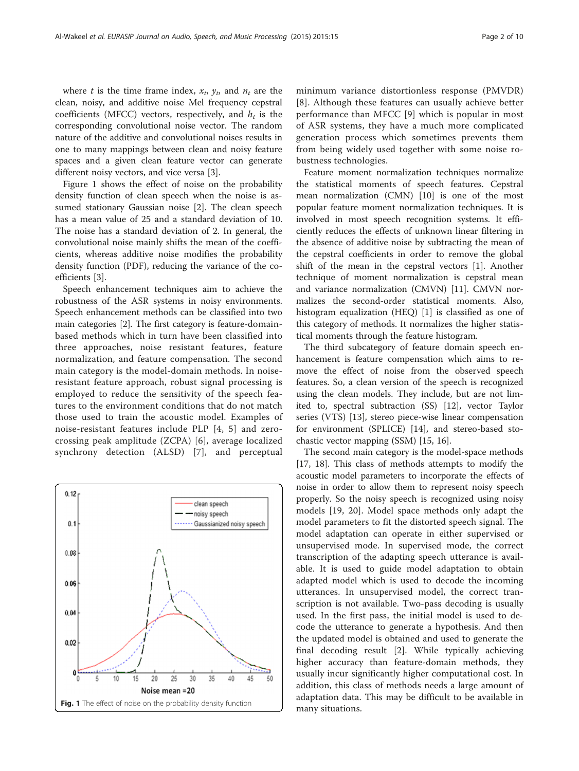where $t$ is the time frame index, $x_t$, $y_t$, and $n_t$ are the clean, noisy, and additive noise Mel frequency cepstral coefficients (MFCC) vectors, respectively, and $h_t$ is the corresponding convolutional noise vector. The random nature of the additive and convolutional noises results in one to many mappings between clean and noisy feature spaces and a given clean feature vector can generate different noisy vectors, and vice versa [3].

Figure 1 shows the effect of noise on the probability density function of clean speech when the noise is assumed stationary Gaussian noise [2]. The clean speech has a mean value of 25 and a standard deviation of 10. The noise has a standard deviation of 2. In general, the convolutional noise mainly shifts the mean of the coefficients, whereas additive noise modifies the probability density function (PDF), reducing the variance of the coefficients [3].

Speech enhancement techniques aim to achieve the robustness of the ASR systems in noisy environments. Speech enhancement methods can be classified into two main categories [2]. The first category is feature-domain-based methods which in turn have been classified into three approaches, noise resistant features, feature normalization, and feature compensation. The second main category is the model-domain methods. In noise-resistant feature approach, robust signal processing is employed to reduce the sensitivity of the speech features to the environment conditions that do not match those used to train the acoustic model. Examples of noise-resistant features include PLP [4, 5] and zero-crossing peak amplitude (ZCPA) [6], average localized synchrony detection (ALSD) [7], and perceptual minimum variance distortionless response (PMVDR) [8]. Although these features can usually achieve better performance than MFCC [9] which is popular in most of ASR systems, they have a much more complicated generation process which sometimes prevents them from being widely used together with some noise robustness technologies.

Fig. 1 The effect of noise on the probability density function

Feature moment normalization techniques normalize the statistical moments of speech features. Cepstral mean normalization (CMN) [10] is one of the most popular feature moment normalization techniques. It is involved in most speech recognition systems. It efficiently reduces the effects of unknown linear filtering in the absence of additive noise by subtracting the mean of the cepstral coefficients in order to remove the global shift of the mean in the cepstral vectors [1]. Another technique of moment normalization is cepstral mean and variance normalization (CMVN) [11]. CMVN normalizes the second-order statistical moments. Also, histogram equalization (HEQ) [1] is classified as one of this category of methods. It normalizes the higher statistical moments through the feature histogram.

The third subcategory of feature domain speech enhancement is feature compensation which aims to remove the effect of noise from the observed speech features. So, a clean version of the speech is recognized using the clean models. They include, but are not limited to, spectral subtraction (SS) [12], vector Taylor series (VTS) [13], stereo piece-wise linear compensation for environment (SPLICE) [14], and stereo-based stochastic vector mapping (SSM) [15, 16].

The second main category is the model-space methods [17, 18]. This class of methods attempts to modify the acoustic model parameters to incorporate the effects of noise in order to allow them to represent noisy speech properly. So the noisy speech is recognized using noisy models [19, 20]. Model space methods only adapt the model parameters to fit the distorted speech signal. The model adaptation can operate in either supervised or unsupervised mode. In supervised mode, the correct transcription of the adapting speech utterance is available. It is used to guide model adaptation to obtain adapted model which is used to decode the incoming utterances. In unsupervised model, the correct transcription is not available. Two-pass decoding is usually used. In the first pass, the initial model is used to decode the utterance to generate a hypothesis. And then the updated model is obtained and used to generate the final decoding result [2]. While typically achieving higher accuracy than feature-domain methods, they usually incur significantly higher computational cost. In addition, this class of methods needs a large amount of adaptation data. This may be difficult to be available in many situations.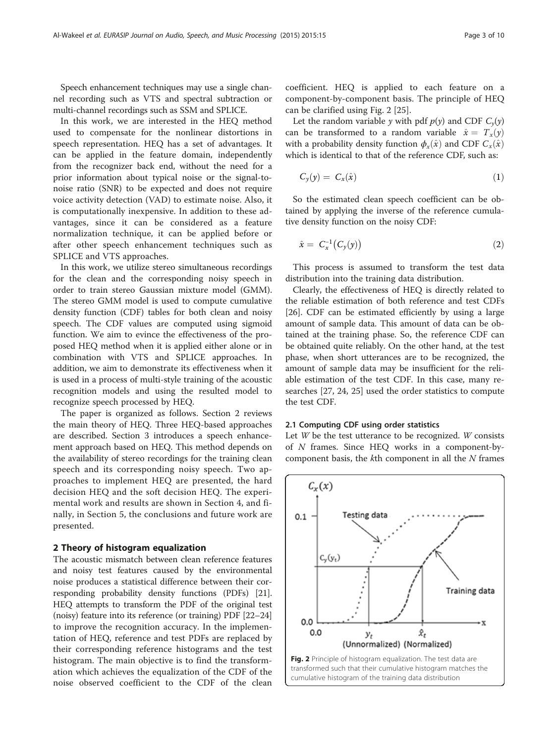Speech enhancement techniques may use a single channel recording such as VTS and spectral subtraction or multi-channel recordings such as SSM and SPLICE.

In this work, we are interested in the HEQ method used to compensate for the nonlinear distortions in speech representation. HEQ has a set of advantages. It can be applied in the feature domain, independently from the recognizer back end, without the need for a prior information about typical noise or the signal-to-noise ratio (SNR) to be expected and does not require voice activity detection (VAD) to estimate noise. Also, it is computationally inexpensive. In addition to these advantages, since it can be considered as a feature normalization technique, it can be applied before or after other speech enhancement techniques such as SPLICE and VTS approaches.

In this work, we utilize stereo simultaneous recordings for the clean and the corresponding noisy speech in order to train stereo Gaussian mixture model (GMM). The stereo GMM model is used to compute cumulative density function (CDF) tables for both clean and noisy speech. The CDF values are computed using sigmoid function. We aim to evince the effectiveness of the proposed HEQ method when it is applied either alone or in combination with VTS and SPLICE approaches. In addition, we aim to demonstrate its effectiveness when it is used in a process of multi-style training of the acoustic recognition models and using the resulted model to recognize speech processed by HEQ.

The paper is organized as follows. Section 2 reviews the main theory of HEQ. Three HEQ-based approaches are described. Section 3 introduces a speech enhancement approach based on HEQ. This method depends on the availability of stereo recordings for the training clean speech and its corresponding noisy speech. Two approaches to implement HEQ are presented, the hard decision HEQ and the soft decision HEQ. The experimental work and results are shown in Section 4, and finally, in Section 5, the conclusions and future work are presented.

## 2 Theory of histogram equalization

The acoustic mismatch between clean reference features and noisy test features caused by the environmental noise produces a statistical difference between their corresponding probability density functions (PDFs) [21]. HEQ attempts to transform the PDF of the original test (noisy) feature into its reference (or training) PDF [22–24] to improve the recognition accuracy. In the implementation of HEQ, reference and test PDFs are replaced by their corresponding reference histograms and the test histogram. The main objective is to find the transformation which achieves the equalization of the CDF of the noise observed coefficient to the CDF of the clean coefficient. HEQ is applied to each feature on a component-by-component basis. The principle of HEQ can be clarified using Fig. 2 [25].

Let the random variable $y$ with pdf $p(y)$ and CDF $C_y(y)$ can be transformed to a random variable $\hat{x} = T_x(y)$ with a probability density function $\phi_x(\hat{x})$ and CDF $C_x(\hat{x})$ which is identical to that of the reference CDF, such as:

$$C_y(y) = C_x(\hat{x}) \tag{1}$$

So the estimated clean speech coefficient can be obtained by applying the inverse of the reference cumulative density function on the noisy CDF:

$$\hat{x} = C_x^{-1}\left(C_y(y)\right) \tag{2}$$

This process is assumed to transform the test data distribution into the training data distribution.

Clearly, the effectiveness of HEQ is directly related to the reliable estimation of both reference and test CDFs [26]. CDF can be estimated efficiently by using a large amount of sample data. This amount of data can be obtained at the training phase. So, the reference CDF can be obtained quite reliably. On the other hand, at the test phase, when short utterances are to be recognized, the amount of sample data may be insufficient for the reliable estimation of the test CDF. In this case, many researches [27, 24, 25] used the order statistics to compute the test CDF.

### 2.1 Computing CDF using order statistics

Let $W$ be the test utterance to be recognized. $W$ consists of $N$ frames. Since HEQ works in a component-by-component basis, the $k$th component in all the $N$ frames

$C_x(x)$
0.1
Testing data
$C_y(y_t)$
Training data
0.0
0.0
$y_t$
$\hat{x}_t$
x
(Unnormalized) (Normalized)

**Fig. 2** Principle of histogram equalization. The test data are transformed such that their cumulative histogram matches the cumulative histogram of the training data distribution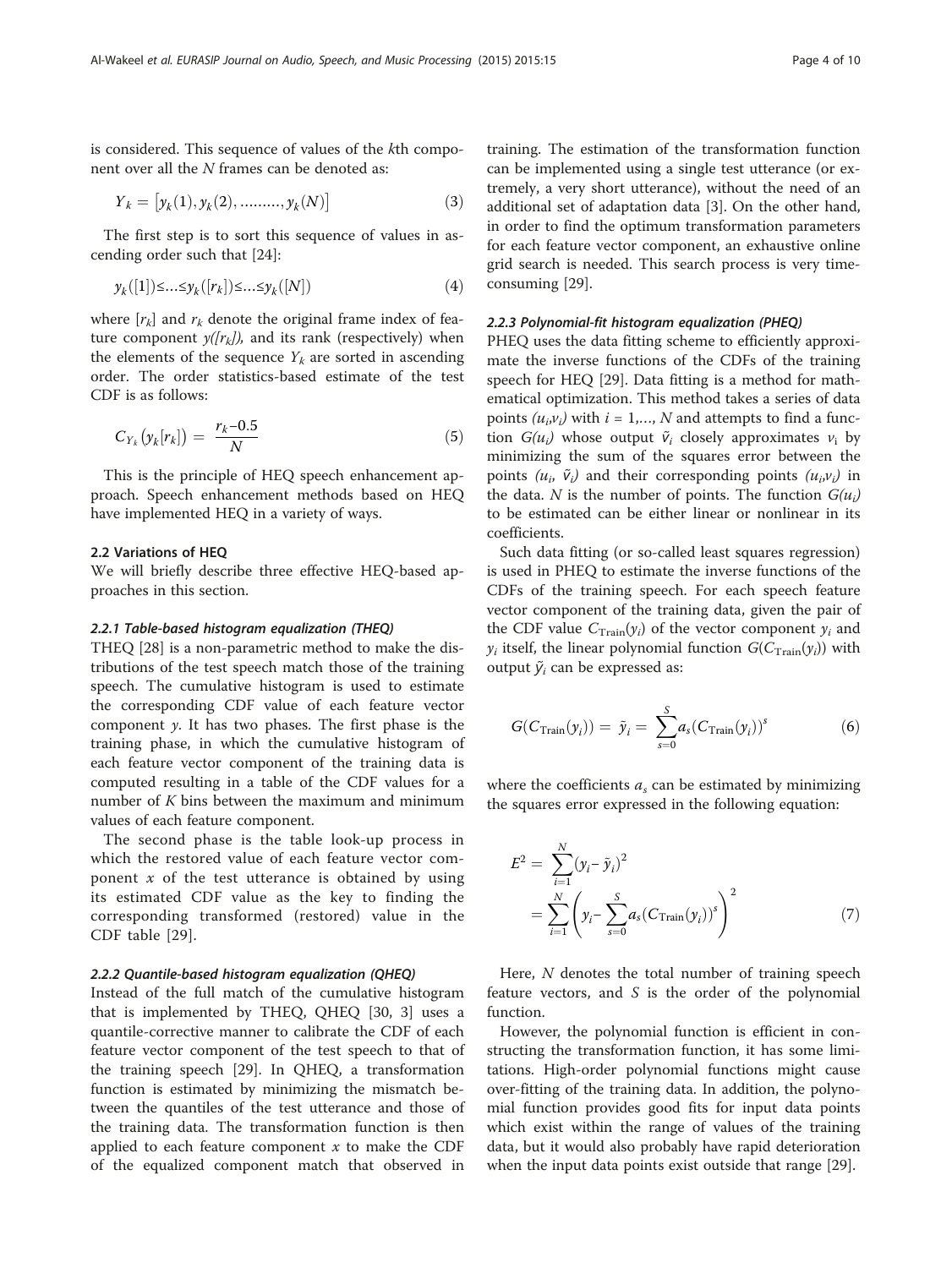is considered. This sequence of values of the $k$th component over all the $N$ frames can be denoted as:

$$Y_k = [y_k(1), y_k(2), ........., y_k(N)] \tag{3}$$

The first step is to sort this sequence of values in ascending order such that [24]:

$$y_k([1]) \leq ... \leq y_k([r_k]) \leq ... \leq y_k([N]) \tag{4}$$

where $[r_k]$ and $r_k$ denote the original frame index of feature component $y([r_k])$, and its rank (respectively) when the elements of the sequence $Y_k$ are sorted in ascending order. The order statistics-based estimate of the test CDF is as follows:

$$C_{Y_k}(y_k[r_k]) = \frac{r_k - 0.5}{N} \tag{5}$$

This is the principle of HEQ speech enhancement approach. Speech enhancement methods based on HEQ have implemented HEQ in a variety of ways.

### 2.2 Variations of HEQ

We will briefly describe three effective HEQ-based approaches in this section.

#### *2.2.1 Table-based histogram equalization (THEQ)*

THEQ [28] is a non-parametric method to make the distributions of the test speech match those of the training speech. The cumulative histogram is used to estimate the corresponding CDF value of each feature vector component $y$. It has two phases. The first phase is the training phase, in which the cumulative histogram of each feature vector component of the training data is computed resulting in a table of the CDF values for a number of $K$ bins between the maximum and minimum values of each feature component.

The second phase is the table look-up process in which the restored value of each feature vector component $x$ of the test utterance is obtained by using its estimated CDF value as the key to finding the corresponding transformed (restored) value in the CDF table [29].

#### *2.2.2 Quantile-based histogram equalization (QHEQ)*

Instead of the full match of the cumulative histogram that is implemented by THEQ, QHEQ [30, 3] uses a quantile-corrective manner to calibrate the CDF of each feature vector component of the test speech to that of the training speech [29]. In QHEQ, a transformation function is estimated by minimizing the mismatch between the quantiles of the test utterance and those of the training data. The transformation function is then applied to each feature component $x$ to make the CDF of the equalized component match that observed in training. The estimation of the transformation function can be implemented using a single test utterance (or extremely, a very short utterance), without the need of an additional set of adaptation data [3]. On the other hand, in order to find the optimum transformation parameters for each feature vector component, an exhaustive online grid search is needed. This search process is very time-consuming [29].

#### *2.2.3 Polynomial-fit histogram equalization (PHEQ)*

PHEQ uses the data fitting scheme to efficiently approximate the inverse functions of the CDFs of the training speech for HEQ [29]. Data fitting is a method for mathematical optimization. This method takes a series of data points $(u_i, v_i)$ with $i = 1,..., N$ and attempts to find a function $G(u_i)$ whose output $\tilde{v}_i$ closely approximates $v_i$ by minimizing the sum of the squares error between the points $(u_i, \tilde{v}_i)$ and their corresponding points $(u_i, v_i)$ in the data. $N$ is the number of points. The function $G(u_i)$ to be estimated can be either linear or nonlinear in its coefficients.

Such data fitting (or so-called least squares regression) is used in PHEQ to estimate the inverse functions of the CDFs of the training speech. For each speech feature vector component of the training data, given the pair of the CDF value $C_{\text{Train}}(y_i)$ of the vector component $y_i$ and $y_i$ itself, the linear polynomial function $G(C_{\text{Train}}(y_i))$ with output $\tilde{y}_i$ can be expressed as:

$$G(C_{\text{Train}}(y_i)) = \tilde{y}_i = \sum_{s=0}^{S} a_s (C_{\text{Train}}(y_i))^s \tag{6}$$

where the coefficients $a_s$ can be estimated by minimizing the squares error expressed in the following equation:

$$\begin{aligned} E^2 &= \sum_{i=1}^{N} (y_i - \tilde{y}_i)^2 \\ &= \sum_{i=1}^{N} \left( y_i - \sum_{s=0}^{S} a_s (C_{\text{Train}}(y_i))^s \right)^2 \end{aligned} \tag{7}$$

Here, $N$ denotes the total number of training speech feature vectors, and $S$ is the order of the polynomial function.

However, the polynomial function is efficient in constructing the transformation function, it has some limitations. High-order polynomial functions might cause over-fitting of the training data. In addition, the polynomial function provides good fits for input data points which exist within the range of values of the training data, but it would also probably have rapid deterioration when the input data points exist outside that range [29].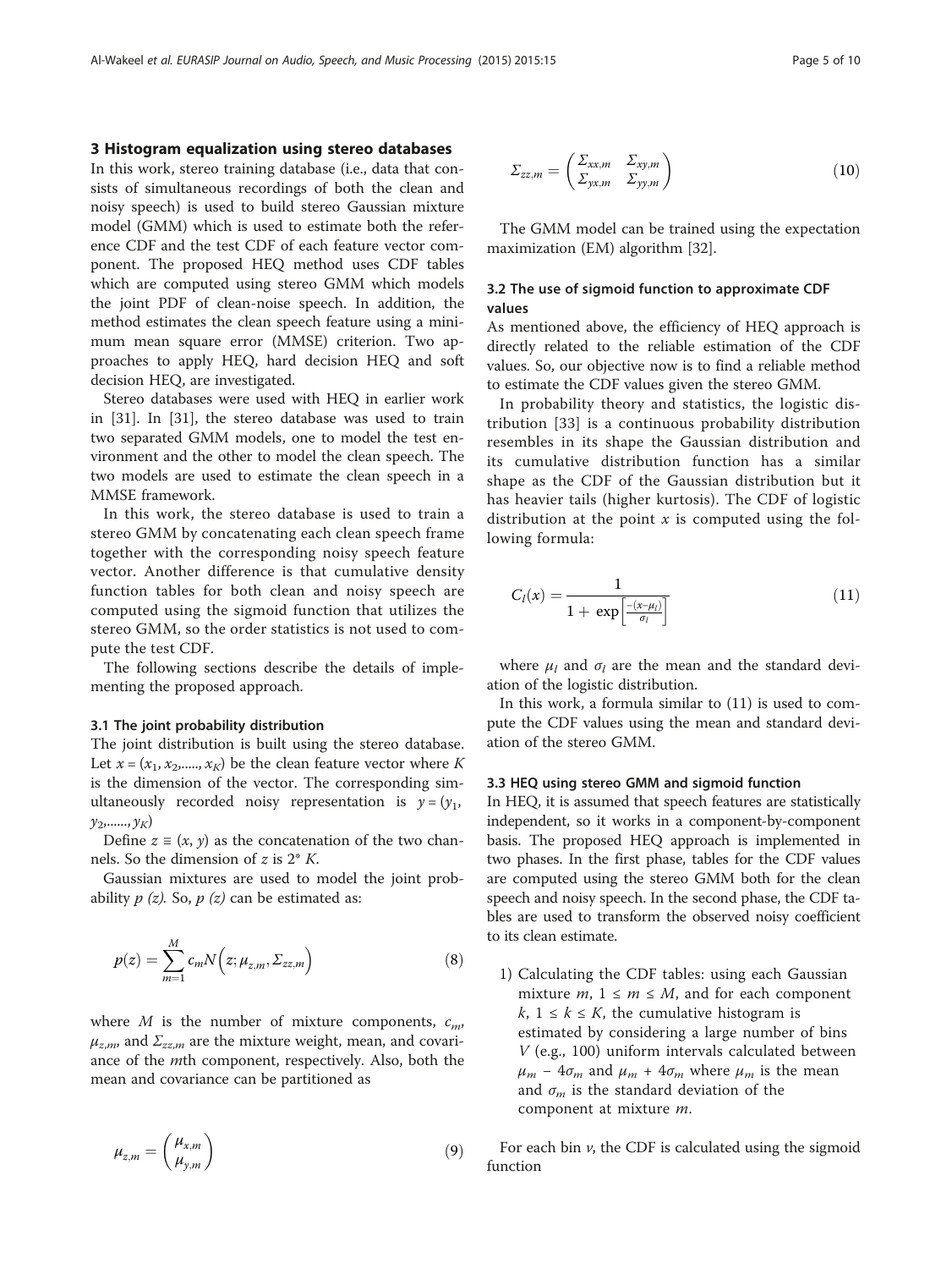## 3 Histogram equalization using stereo databases

In this work, stereo training database (i.e., data that consists of simultaneous recordings of both the clean and noisy speech) is used to build stereo Gaussian mixture model (GMM) which is used to estimate both the reference CDF and the test CDF of each feature vector component. The proposed HEQ method uses CDF tables which are computed using stereo GMM which models the joint PDF of clean-noise speech. In addition, the method estimates the clean speech feature using a minimum mean square error (MMSE) criterion. Two approaches to apply HEQ, hard decision HEQ and soft decision HEQ, are investigated.

Stereo databases were used with HEQ in earlier work in [31]. In [31], the stereo database was used to train two separated GMM models, one to model the test environment and the other to model the clean speech. The two models are used to estimate the clean speech in a MMSE framework.

In this work, the stereo database is used to train a stereo GMM by concatenating each clean speech frame together with the corresponding noisy speech feature vector. Another difference is that cumulative density function tables for both clean and noisy speech are computed using the sigmoid function that utilizes the stereo GMM, so the order statistics is not used to compute the test CDF.

The following sections describe the details of implementing the proposed approach.

### 3.1 The joint probability distribution

The joint distribution is built using the stereo database. Let $x = (x_1, x_2, \ldots\ldots, x_K)$ be the clean feature vector where $K$ is the dimension of the vector. The corresponding simultaneously recorded noisy representation is $y = (y_1, y_2, \ldots\ldots, y_K)$

Define $z \equiv (x, y)$ as the concatenation of the two channels. So the dimension of $z$ is $2^* K$.

Gaussian mixtures are used to model the joint probability $p\ (z)$. So, $p\ (z)$ can be estimated as:

$$p(z) = \sum_{m=1}^{M} c_m N\left(z; \mu_{z,m}, \Sigma_{zz,m}\right) \tag{8}$$

where $M$ is the number of mixture components, $c_m$, $\mu_{z,m}$, and $\Sigma_{zz,m}$ are the mixture weight, mean, and covariance of the $m$th component, respectively. Also, both the mean and covariance can be partitioned as

$$\mu_{z,m} = \begin{pmatrix} \mu_{x,m} \\ \mu_{y,m} \end{pmatrix} \tag{9}$$

$$\Sigma_{zz,m} = \begin{pmatrix} \Sigma_{xx,m} & \Sigma_{xy,m} \\ \Sigma_{yx,m} & \Sigma_{yy,m} \end{pmatrix} \tag{10}$$

The GMM model can be trained using the expectation maximization (EM) algorithm [32].

### 3.2 The use of sigmoid function to approximate CDF values

As mentioned above, the efficiency of HEQ approach is directly related to the reliable estimation of the CDF values. So, our objective now is to find a reliable method to estimate the CDF values given the stereo GMM.

In probability theory and statistics, the logistic distribution [33] is a continuous probability distribution resembles in its shape the Gaussian distribution and its cumulative distribution function has a similar shape as the CDF of the Gaussian distribution but it has heavier tails (higher kurtosis). The CDF of logistic distribution at the point $x$ is computed using the following formula:

$$C_l(x) = \frac{1}{1 + \exp\left[\frac{-(x-\mu_l)}{\sigma_l}\right]} \tag{11}$$

where $\mu_l$ and $\sigma_l$ are the mean and the standard deviation of the logistic distribution.

In this work, a formula similar to (11) is used to compute the CDF values using the mean and standard deviation of the stereo GMM.

### 3.3 HEQ using stereo GMM and sigmoid function

In HEQ, it is assumed that speech features are statistically independent, so it works in a component-by-component basis. The proposed HEQ approach is implemented in two phases. In the first phase, tables for the CDF values are computed using the stereo GMM both for the clean speech and noisy speech. In the second phase, the CDF tables are used to transform the observed noisy coefficient to its clean estimate.

1) Calculating the CDF tables: using each Gaussian mixture $m$, $1 \le m \le M$, and for each component $k$, $1 \le k \le K$, the cumulative histogram is estimated by considering a large number of bins $V$ (e.g., 100) uniform intervals calculated between $\mu_m - 4\sigma_m$ and $\mu_m + 4\sigma_m$ where $\mu_m$ is the mean and $\sigma_m$ is the standard deviation of the component at mixture $m$.

For each bin $v$, the CDF is calculated using the sigmoid function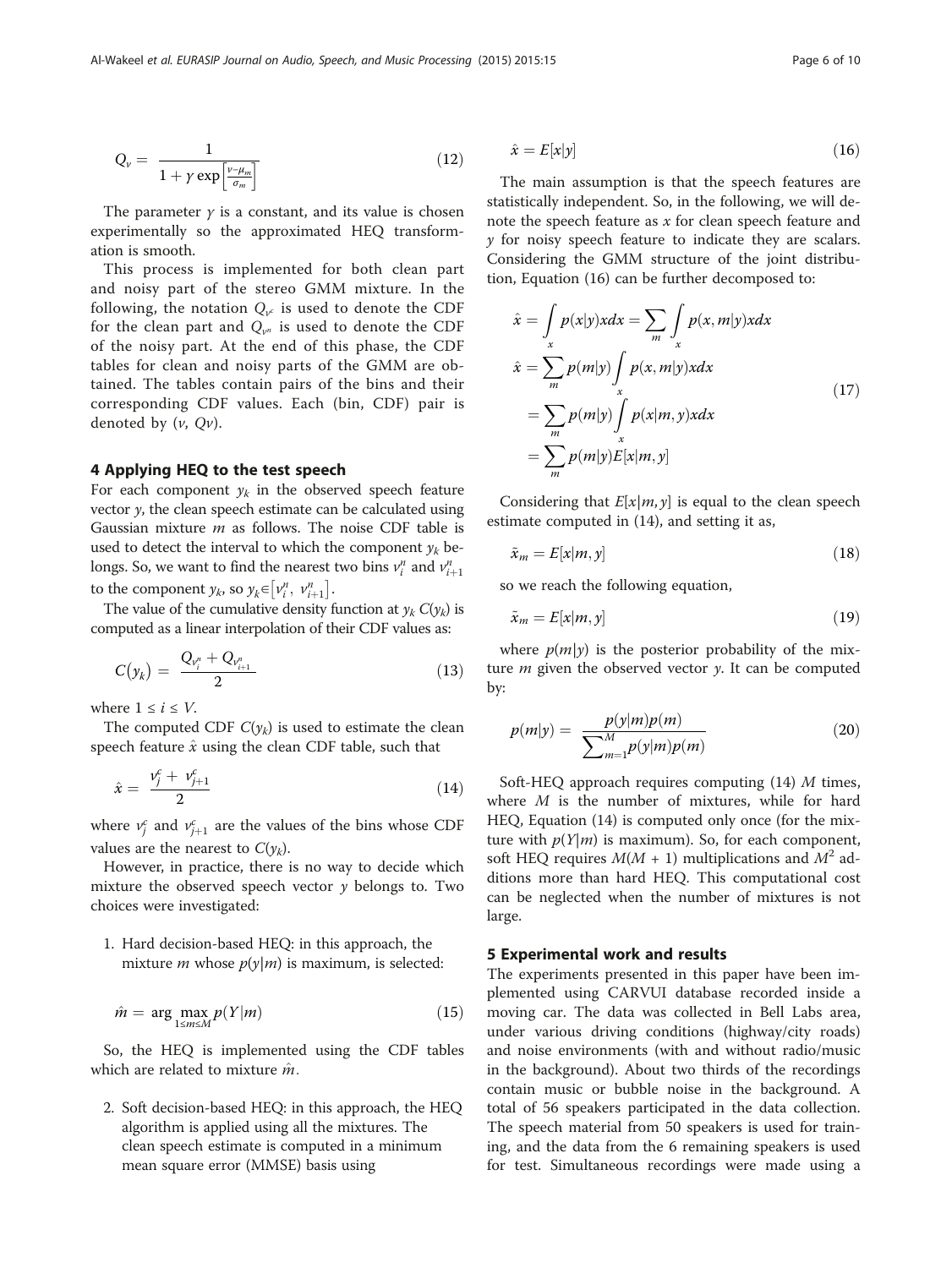$$Q_v = \frac{1}{1 + \gamma \exp\left[\frac{v - \mu_m}{\sigma_m}\right]} \tag{12}$$

The parameter $\gamma$ is a constant, and its value is chosen experimentally so the approximated HEQ transformation is smooth.

This process is implemented for both clean part and noisy part of the stereo GMM mixture. In the following, the notation $Q_{v^c}$ is used to denote the CDF for the clean part and $Q_{v^n}$ is used to denote the CDF of the noisy part. At the end of this phase, the CDF tables for clean and noisy parts of the GMM are obtained. The tables contain pairs of the bins and their corresponding CDF values. Each (bin, CDF) pair is denoted by ($v$, $Qv$).

## 4 Applying HEQ to the test speech

For each component $y_k$ in the observed speech feature vector $y$, the clean speech estimate can be calculated using Gaussian mixture $m$ as follows. The noise CDF table is used to detect the interval to which the component $y_k$ belongs. So, we want to find the nearest two bins $v_i^n$ and $v_{i+1}^n$ to the component $y_k$, so $y_k \in \left[v_i^n,\ v_{i+1}^n\right]$.

The value of the cumulative density function at $y_k$ $C(y_k)$ is computed as a linear interpolation of their CDF values as:

$$C(y_k) = \frac{Q_{v_i^n} + Q_{v_{i+1}^n}}{2} \tag{13}$$

where $1 \leq i \leq V$.

The computed CDF $C(y_k)$ is used to estimate the clean speech feature $\hat{x}$ using the clean CDF table, such that

$$\hat{x} = \frac{v_j^c + v_{j+1}^c}{2} \tag{14}$$

where $v_j^c$ and $v_{j+1}^c$ are the values of the bins whose CDF values are the nearest to $C(y_k)$.

However, in practice, there is no way to decide which mixture the observed speech vector $y$ belongs to. Two choices were investigated:

1. Hard decision-based HEQ: in this approach, the mixture $m$ whose $p(y|m)$ is maximum, is selected:

$$\hat{m} = \arg\max_{1 \leq m \leq M} p(Y|m) \tag{15}$$

So, the HEQ is implemented using the CDF tables which are related to mixture $\hat{m}$.

2. Soft decision-based HEQ: in this approach, the HEQ algorithm is applied using all the mixtures. The clean speech estimate is computed in a minimum mean square error (MMSE) basis using

$$\hat{x} = E[x|y] \tag{16}$$

The main assumption is that the speech features are statistically independent. So, in the following, we will denote the speech feature as $x$ for clean speech feature and $y$ for noisy speech feature to indicate they are scalars. Considering the GMM structure of the joint distribution, Equation (16) can be further decomposed to:

$$\begin{aligned}
\hat{x} &= \int_x p(x|y)x dx = \sum_m \int_x p(x, m|y)x dx \\
\hat{x} &= \sum_m p(m|y) \int_x p(x, m|y)x dx \\
&= \sum_m p(m|y) \int_x p(x|m, y)x dx \\
&= \sum_m p(m|y) E[x|m, y]
\end{aligned} \tag{17}$$

Considering that $E[x|m, y]$ is equal to the clean speech estimate computed in (14), and setting it as,

$$\tilde{x}_m = E[x|m, y] \tag{18}$$

so we reach the following equation,

$$\tilde{x}_m = E[x|m, y] \tag{19}$$

where $p(m|y)$ is the posterior probability of the mixture $m$ given the observed vector $y$. It can be computed by:

$$p(m|y) = \frac{p(y|m)p(m)}{\sum_{m=1}^{M} p(y|m)p(m)} \tag{20}$$

Soft-HEQ approach requires computing (14) $M$ times, where $M$ is the number of mixtures, while for hard HEQ, Equation (14) is computed only once (for the mixture with $p(Y|m)$ is maximum). So, for each component, soft HEQ requires $M(M + 1)$ multiplications and $M^2$ additions more than hard HEQ. This computational cost can be neglected when the number of mixtures is not large.

## 5 Experimental work and results

The experiments presented in this paper have been implemented using CARVUI database recorded inside a moving car. The data was collected in Bell Labs area, under various driving conditions (highway/city roads) and noise environments (with and without radio/music in the background). About two thirds of the recordings contain music or bubble noise in the background. A total of 56 speakers participated in the data collection. The speech material from 50 speakers is used for training, and the data from the 6 remaining speakers is used for test. Simultaneous recordings were made using a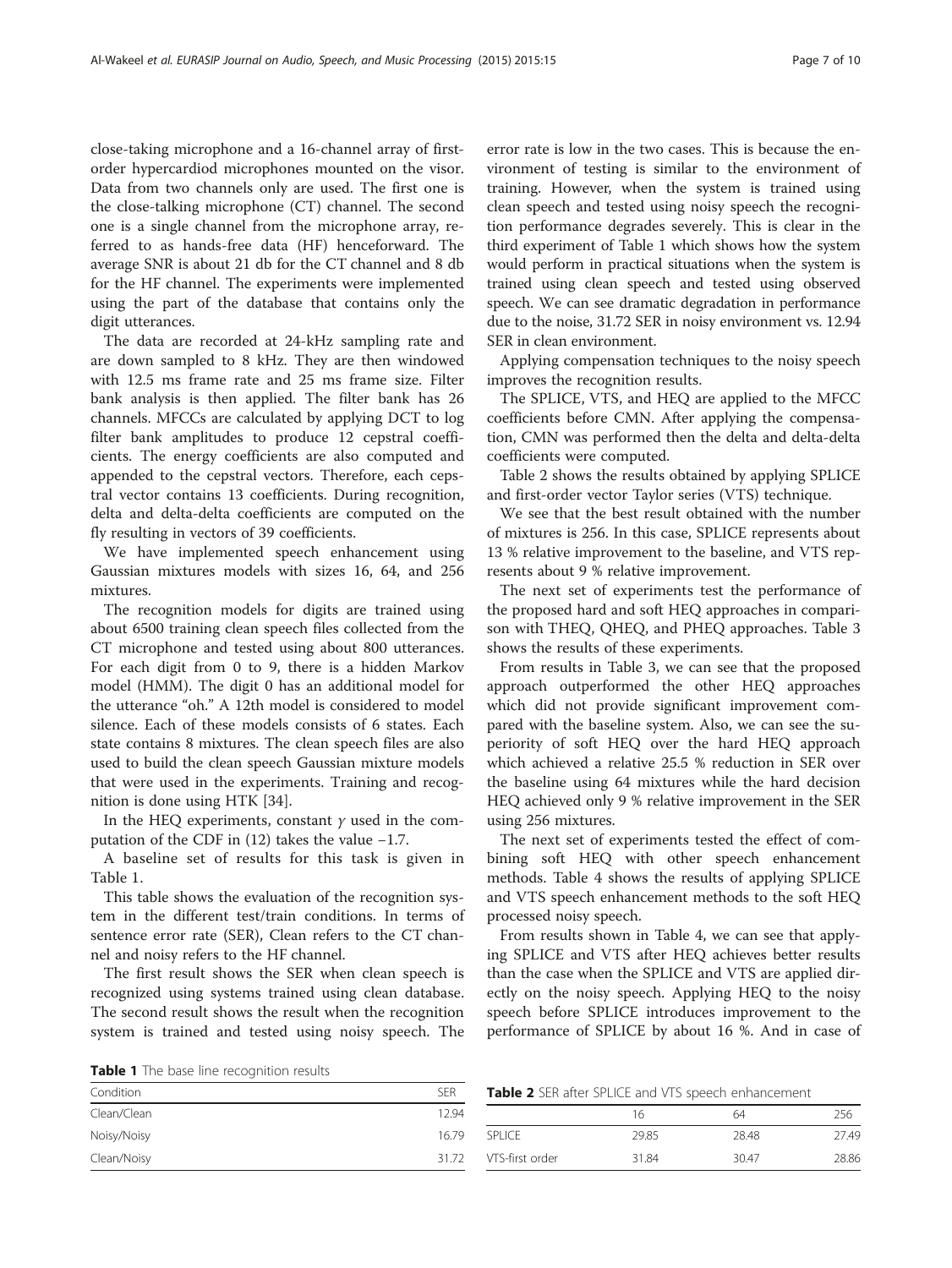close-taking microphone and a 16-channel array of first-order hypercardiod microphones mounted on the visor. Data from two channels only are used. The first one is the close-talking microphone (CT) channel. The second one is a single channel from the microphone array, referred to as hands-free data (HF) henceforward. The average SNR is about 21 db for the CT channel and 8 db for the HF channel. The experiments were implemented using the part of the database that contains only the digit utterances.

The data are recorded at 24-kHz sampling rate and are down sampled to 8 kHz. They are then windowed with 12.5 ms frame rate and 25 ms frame size. Filter bank analysis is then applied. The filter bank has 26 channels. MFCCs are calculated by applying DCT to log filter bank amplitudes to produce 12 cepstral coefficients. The energy coefficients are also computed and appended to the cepstral vectors. Therefore, each cepstral vector contains 13 coefficients. During recognition, delta and delta-delta coefficients are computed on the fly resulting in vectors of 39 coefficients.

We have implemented speech enhancement using Gaussian mixtures models with sizes 16, 64, and 256 mixtures.

The recognition models for digits are trained using about 6500 training clean speech files collected from the CT microphone and tested using about 800 utterances. For each digit from 0 to 9, there is a hidden Markov model (HMM). The digit 0 has an additional model for the utterance "oh." A 12th model is considered to model silence. Each of these models consists of 6 states. Each state contains 8 mixtures. The clean speech files are also used to build the clean speech Gaussian mixture models that were used in the experiments. Training and recognition is done using HTK [34].

In the HEQ experiments, constant $\gamma$ used in the computation of the CDF in (12) takes the value −1.7.

A baseline set of results for this task is given in Table 1.

This table shows the evaluation of the recognition system in the different test/train conditions. In terms of sentence error rate (SER), Clean refers to the CT channel and noisy refers to the HF channel.

The first result shows the SER when clean speech is recognized using systems trained using clean database. The second result shows the result when the recognition system is trained and tested using noisy speech. The error rate is low in the two cases. This is because the environment of testing is similar to the environment of training. However, when the system is trained using clean speech and tested using noisy speech the recognition performance degrades severely. This is clear in the third experiment of Table 1 which shows how the system would perform in practical situations when the system is trained using clean speech and tested using observed speech. We can see dramatic degradation in performance due to the noise, 31.72 SER in noisy environment vs. 12.94 SER in clean environment.

Applying compensation techniques to the noisy speech improves the recognition results.

The SPLICE, VTS, and HEQ are applied to the MFCC coefficients before CMN. After applying the compensation, CMN was performed then the delta and delta-delta coefficients were computed.

Table 2 shows the results obtained by applying SPLICE and first-order vector Taylor series (VTS) technique.

We see that the best result obtained with the number of mixtures is 256. In this case, SPLICE represents about 13 % relative improvement to the baseline, and VTS represents about 9 % relative improvement.

The next set of experiments test the performance of the proposed hard and soft HEQ approaches in comparison with THEQ, QHEQ, and PHEQ approaches. Table 3 shows the results of these experiments.

From results in Table 3, we can see that the proposed approach outperformed the other HEQ approaches which did not provide significant improvement compared with the baseline system. Also, we can see the superiority of soft HEQ over the hard HEQ approach which achieved a relative 25.5 % reduction in SER over the baseline using 64 mixtures while the hard decision HEQ achieved only 9 % relative improvement in the SER using 256 mixtures.

The next set of experiments tested the effect of combining soft HEQ with other speech enhancement methods. Table 4 shows the results of applying SPLICE and VTS speech enhancement methods to the soft HEQ processed noisy speech.

From results shown in Table 4, we can see that applying SPLICE and VTS after HEQ achieves better results than the case when the SPLICE and VTS are applied directly on the noisy speech. Applying HEQ to the noisy speech before SPLICE introduces improvement to the performance of SPLICE by about 16 %. And in case of

**Table 1** The base line recognition results

| Condition | SER |
|---|---|
| Clean/Clean | 12.94 |
| Noisy/Noisy | 16.79 |
| Clean/Noisy | 31.72 |

**Table 2** SER after SPLICE and VTS speech enhancement

| | 16 | 64 | 256 |
|---|---|---|---|
| SPLICE | 29.85 | 28.48 | 27.49 |
| VTS-first order | 31.84 | 30.47 | 28.86 |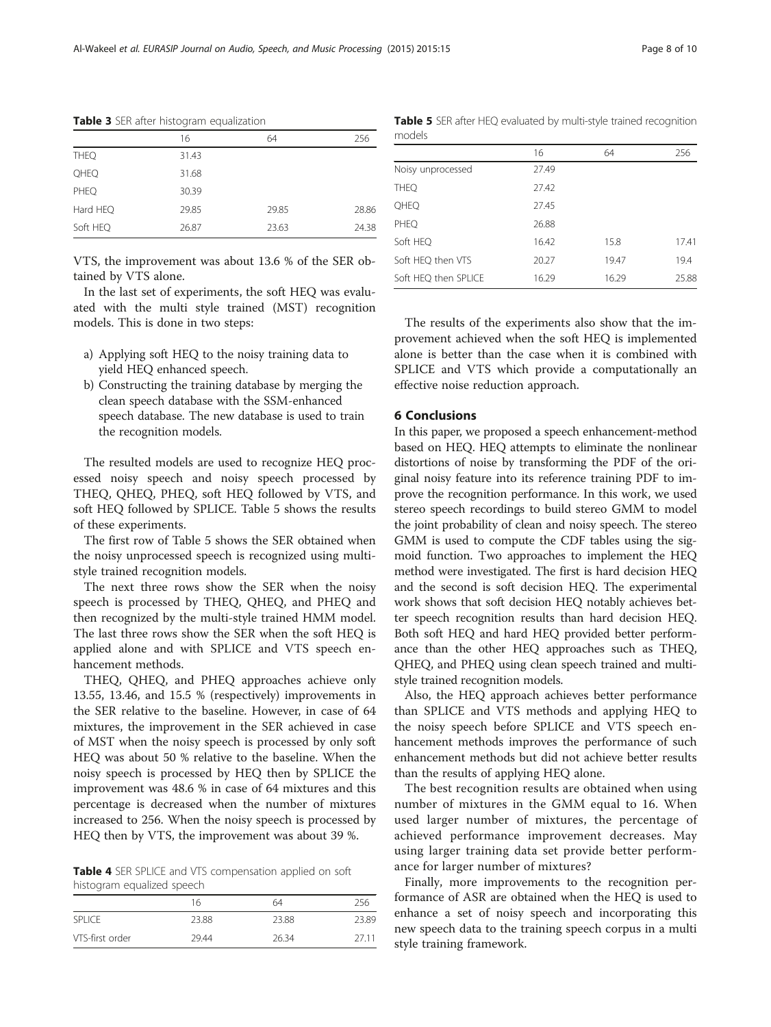**Table 3** SER after histogram equalization

| | 16 | 64 | 256 |
|---|---|---|---|
| THEQ | 31.43 | | |
| QHEQ | 31.68 | | |
| PHEQ | 30.39 | | |
| Hard HEQ | 29.85 | 29.85 | 28.86 |
| Soft HEQ | 26.87 | 23.63 | 24.38 |

VTS, the improvement was about 13.6 % of the SER obtained by VTS alone.

In the last set of experiments, the soft HEQ was evaluated with the multi style trained (MST) recognition models. This is done in two steps:

a) Applying soft HEQ to the noisy training data to yield HEQ enhanced speech.
b) Constructing the training database by merging the clean speech database with the SSM-enhanced speech database. The new database is used to train the recognition models.

The resulted models are used to recognize HEQ processed noisy speech and noisy speech processed by THEQ, QHEQ, PHEQ, soft HEQ followed by VTS, and soft HEQ followed by SPLICE. Table 5 shows the results of these experiments.

The first row of Table 5 shows the SER obtained when the noisy unprocessed speech is recognized using multi-style trained recognition models.

The next three rows show the SER when the noisy speech is processed by THEQ, QHEQ, and PHEQ and then recognized by the multi-style trained HMM model. The last three rows show the SER when the soft HEQ is applied alone and with SPLICE and VTS speech enhancement methods.

THEQ, QHEQ, and PHEQ approaches achieve only 13.55, 13.46, and 15.5 % (respectively) improvements in the SER relative to the baseline. However, in case of 64 mixtures, the improvement in the SER achieved in case of MST when the noisy speech is processed by only soft HEQ was about 50 % relative to the baseline. When the noisy speech is processed by HEQ then by SPLICE the improvement was 48.6 % in case of 64 mixtures and this percentage is decreased when the number of mixtures increased to 256. When the noisy speech is processed by HEQ then by VTS, the improvement was about 39 %.

**Table 4** SER SPLICE and VTS compensation applied on soft histogram equalized speech

| | 16 | 64 | 256 |
|---|---|---|---|
| SPLICE | 23.88 | 23.88 | 23.89 |
| VTS-first order | 29.44 | 26.34 | 27.11 |

**Table 5** SER after HEQ evaluated by multi-style trained recognition models

| | 16 | 64 | 256 |
|---|---|---|---|
| Noisy unprocessed | 27.49 | | |
| THEQ | 27.42 | | |
| QHEQ | 27.45 | | |
| PHEQ | 26.88 | | |
| Soft HEQ | 16.42 | 15.8 | 17.41 |
| Soft HEQ then VTS | 20.27 | 19.47 | 19.4 |
| Soft HEQ then SPLICE | 16.29 | 16.29 | 25.88 |

The results of the experiments also show that the improvement achieved when the soft HEQ is implemented alone is better than the case when it is combined with SPLICE and VTS which provide a computationally an effective noise reduction approach.

## 6 Conclusions

In this paper, we proposed a speech enhancement-method based on HEQ. HEQ attempts to eliminate the nonlinear distortions of noise by transforming the PDF of the original noisy feature into its reference training PDF to improve the recognition performance. In this work, we used stereo speech recordings to build stereo GMM to model the joint probability of clean and noisy speech. The stereo GMM is used to compute the CDF tables using the sigmoid function. Two approaches to implement the HEQ method were investigated. The first is hard decision HEQ and the second is soft decision HEQ. The experimental work shows that soft decision HEQ notably achieves better speech recognition results than hard decision HEQ. Both soft HEQ and hard HEQ provided better performance than the other HEQ approaches such as THEQ, QHEQ, and PHEQ using clean speech trained and multi-style trained recognition models.

Also, the HEQ approach achieves better performance than SPLICE and VTS methods and applying HEQ to the noisy speech before SPLICE and VTS speech enhancement methods improves the performance of such enhancement methods but did not achieve better results than the results of applying HEQ alone.

The best recognition results are obtained when using number of mixtures in the GMM equal to 16. When used larger number of mixtures, the percentage of achieved performance improvement decreases. May using larger training data set provide better performance for larger number of mixtures?

Finally, more improvements to the recognition performance of ASR are obtained when the HEQ is used to enhance a set of noisy speech and incorporating this new speech data to the training speech corpus in a multi style training framework.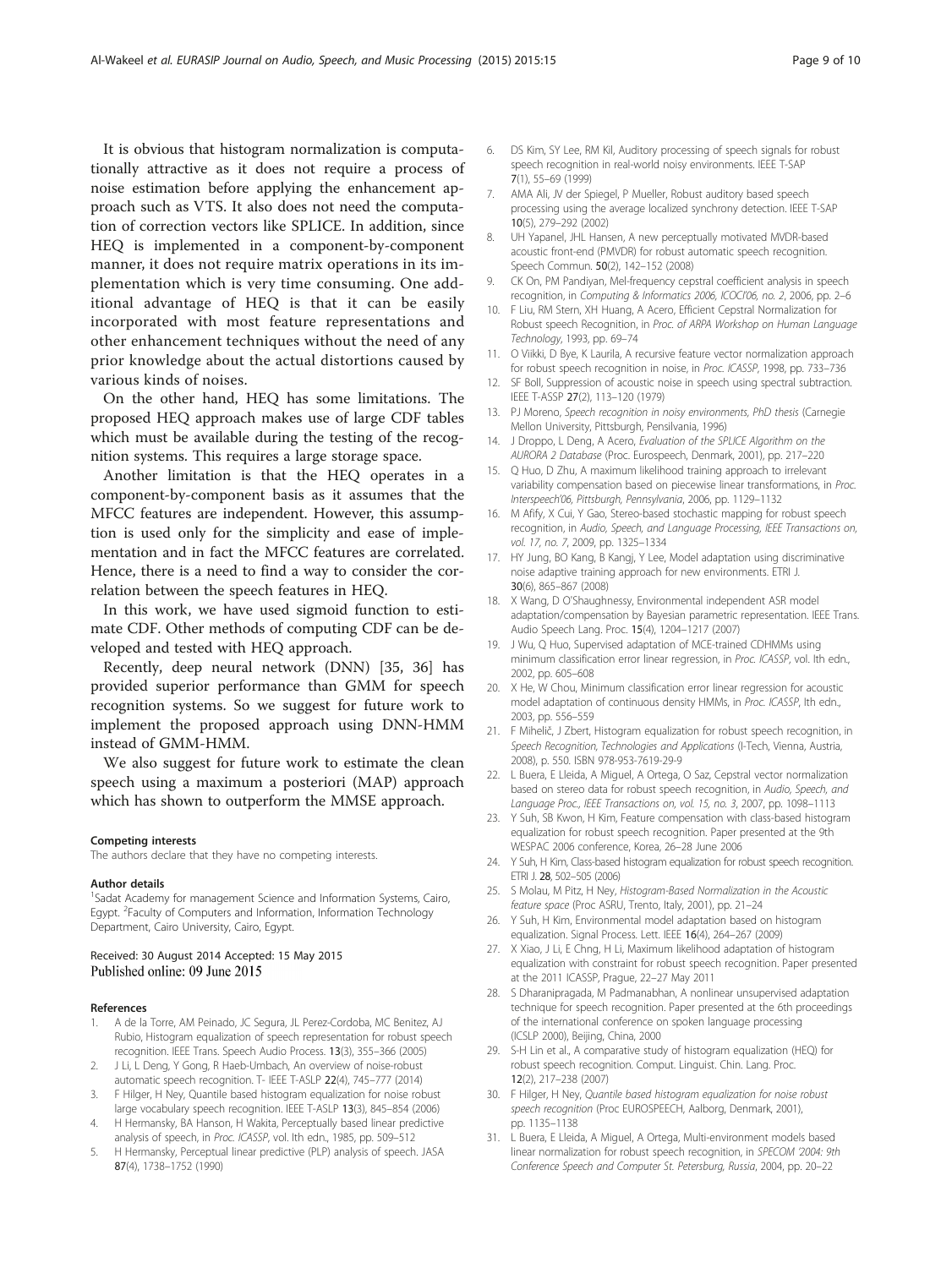It is obvious that histogram normalization is computationally attractive as it does not require a process of noise estimation before applying the enhancement approach such as VTS. It also does not need the computation of correction vectors like SPLICE. In addition, since HEQ is implemented in a component-by-component manner, it does not require matrix operations in its implementation which is very time consuming. One additional advantage of HEQ is that it can be easily incorporated with most feature representations and other enhancement techniques without the need of any prior knowledge about the actual distortions caused by various kinds of noises.

On the other hand, HEQ has some limitations. The proposed HEQ approach makes use of large CDF tables which must be available during the testing of the recognition systems. This requires a large storage space.

Another limitation is that the HEQ operates in a component-by-component basis as it assumes that the MFCC features are independent. However, this assumption is used only for the simplicity and ease of implementation and in fact the MFCC features are correlated. Hence, there is a need to find a way to consider the correlation between the speech features in HEQ.

In this work, we have used sigmoid function to estimate CDF. Other methods of computing CDF can be developed and tested with HEQ approach.

Recently, deep neural network (DNN) [35, 36] has provided superior performance than GMM for speech recognition systems. So we suggest for future work to implement the proposed approach using DNN-HMM instead of GMM-HMM.

We also suggest for future work to estimate the clean speech using a maximum a posteriori (MAP) approach which has shown to outperform the MMSE approach.

#### Competing interests
The authors declare that they have no competing interests.

#### Author details
[1]Sadat Academy for management Science and Information Systems, Cairo, Egypt. [2]Faculty of Computers and Information, Information Technology Department, Cairo University, Cairo, Egypt.

Received: 30 August 2014 Accepted: 15 May 2015
Published online: 09 June 2015

#### References
1. A de la Torre, AM Peinado, JC Segura, JL Perez-Cordoba, MC Benitez, AJ Rubio, Histogram equalization of speech representation for robust speech recognition. IEEE Trans. Speech Audio Process. **13**(3), 355–366 (2005)
2. J Li, L Deng, Y Gong, R Haeb-Umbach, An overview of noise-robust automatic speech recognition. T- IEEE T-ASLP **22**(4), 745–777 (2014)
3. F Hilger, H Ney, Quantile based histogram equalization for noise robust large vocabulary speech recognition. IEEE T-ASLP **13**(3), 845–854 (2006)
4. H Hermansky, BA Hanson, H Wakita, Perceptually based linear predictive analysis of speech, in *Proc. ICASSP*, vol. Ith edn., 1985, pp. 509–512
5. H Hermansky, Perceptual linear predictive (PLP) analysis of speech. JASA **87**(4), 1738–1752 (1990)
6. DS Kim, SY Lee, RM Kil, Auditory processing of speech signals for robust speech recognition in real-world noisy environments. IEEE T-SAP **7**(1), 55–69 (1999)
7. AMA Ali, JV der Spiegel, P Mueller, Robust auditory based speech processing using the average localized synchrony detection. IEEE T-SAP **10**(5), 279–292 (2002)
8. UH Yapanel, JHL Hansen, A new perceptually motivated MVDR-based acoustic front-end (PMVDR) for robust automatic speech recognition. Speech Commun. **50**(2), 142–152 (2008)
9. CK On, PM Pandiyan, Mel-frequency cepstral coefficient analysis in speech recognition, in *Computing & Informatics 2006, ICOCI'06, no. 2*, 2006, pp. 2–6
10. F Liu, RM Stern, XH Huang, A Acero, Efficient Cepstral Normalization for Robust speech Recognition, in *Proc. of ARPA Workshop on Human Language Technology*, 1993, pp. 69–74
11. O Viikki, D Bye, K Laurila, A recursive feature vector normalization approach for robust speech recognition in noise, in *Proc. ICASSP*, 1998, pp. 733–736
12. SF Boll, Suppression of acoustic noise in speech using spectral subtraction. IEEE T-ASSP **27**(2), 113–120 (1979)
13. PJ Moreno, *Speech recognition in noisy environments, PhD thesis* (Carnegie Mellon University, Pittsburgh, Pensilvania, 1996)
14. J Droppo, L Deng, A Acero, *Evaluation of the SPLICE Algorithm on the AURORA 2 Database* (Proc. Eurospeech, Denmark, 2001), pp. 217–220
15. Q Huo, D Zhu, A maximum likelihood training approach to irrelevant variability compensation based on piecewise linear transformations, in *Proc. Interspeech'06, Pittsburgh, Pennsylvania*, 2006, pp. 1129–1132
16. M Afify, X Cui, Y Gao, Stereo-based stochastic mapping for robust speech recognition, in *Audio, Speech, and Language Processing, IEEE Transactions on, vol. 17, no. 7*, 2009, pp. 1325–1334
17. HY Jung, BO Kang, B Kangj, Y Lee, Model adaptation using discriminative noise adaptive training approach for new environments. ETRI J. **30**(6), 865–867 (2008)
18. X Wang, D O'Shaughnessy, Environmental independent ASR model adaptation/compensation by Bayesian parametric representation. IEEE Trans. Audio Speech Lang. Proc. **15**(4), 1204–1217 (2007)
19. J Wu, Q Huo, Supervised adaptation of MCE-trained CDHMMs using minimum classification error linear regression, in *Proc. ICASSP*, vol. Ith edn., 2002, pp. 605–608
20. X He, W Chou, Minimum classification error linear regression for acoustic model adaptation of continuous density HMMs, in *Proc. ICASSP*, Ith edn., 2003, pp. 556–559
21. F Mihelič, J Zbert, Histogram equalization for robust speech recognition, in *Speech Recognition, Technologies and Applications* (I-Tech, Vienna, Austria, 2008), p. 550. ISBN 978-953-7619-29-9
22. L Buera, E Lleida, A Miguel, A Ortega, O Saz, Cepstral vector normalization based on stereo data for robust speech recognition, in *Audio, Speech, and Language Proc., IEEE Transactions on, vol. 15, no. 3*, 2007, pp. 1098–1113
23. Y Suh, SB Kwon, H Kim, Feature compensation with class-based histogram equalization for robust speech recognition. Paper presented at the 9th WESPAC 2006 conference, Korea, 26–28 June 2006
24. Y Suh, H Kim, Class-based histogram equalization for robust speech recognition. ETRI J. **28**, 502–505 (2006)
25. S Molau, M Pitz, H Ney, *Histogram-Based Normalization in the Acoustic feature space* (Proc ASRU, Trento, Italy, 2001), pp. 21–24
26. Y Suh, H Kim, Environmental model adaptation based on histogram equalization. Signal Process. Lett. IEEE **16**(4), 264–267 (2009)
27. X Xiao, J Li, E Chng, H Li, Maximum likelihood adaptation of histogram equalization with constraint for robust speech recognition. Paper presented at the 2011 ICASSP, Prague, 22–27 May 2011
28. S Dharanipragada, M Padmanabhan, A nonlinear unsupervised adaptation technique for speech recognition. Paper presented at the 6th proceedings of the international conference on spoken language processing (ICSLP 2000), Beijing, China, 2000
29. S-H Lin et al., A comparative study of histogram equalization (HEQ) for robust speech recognition. Comput. Linguist. Chin. Lang. Proc. **12**(2), 217–238 (2007)
30. F Hilger, H Ney, *Quantile based histogram equalization for noise robust speech recognition* (Proc EUROSPEECH, Aalborg, Denmark, 2001), pp. 1135–1138
31. L Buera, E Lleida, A Miguel, A Ortega, Multi-environment models based linear normalization for robust speech recognition, in *SPECOM '2004: 9th Conference Speech and Computer St. Petersburg, Russia*, 2004, pp. 20–22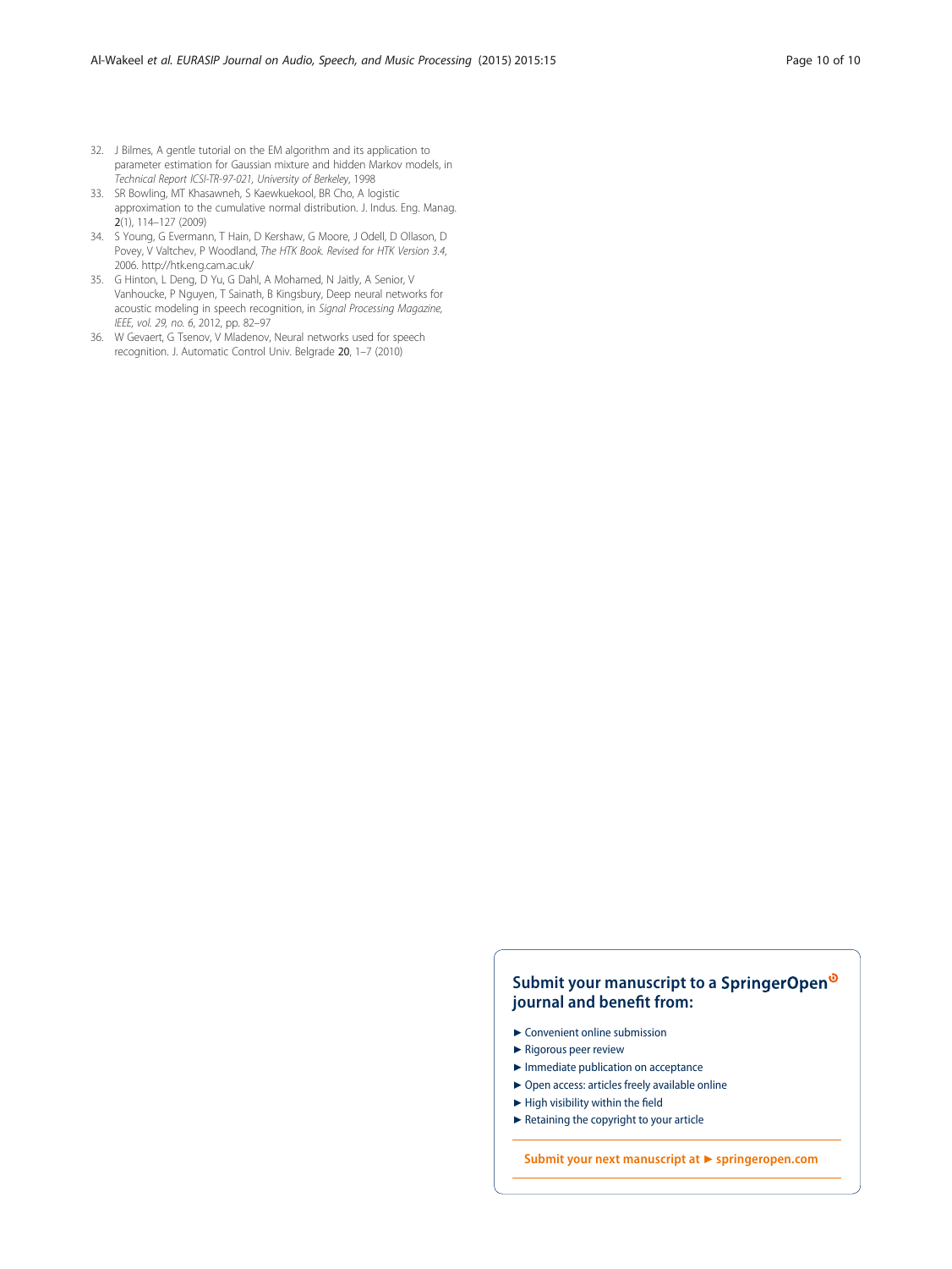32. J Bilmes, A gentle tutorial on the EM algorithm and its application to parameter estimation for Gaussian mixture and hidden Markov models, in *Technical Report ICSI-TR-97-021, University of Berkeley*, 1998
33. SR Bowling, MT Khasawneh, S Kaewkuekool, BR Cho, A logistic approximation to the cumulative normal distribution. J. Indus. Eng. Manag. **2**(1), 114–127 (2009)
34. S Young, G Evermann, T Hain, D Kershaw, G Moore, J Odell, D Ollason, D Povey, V Valtchev, P Woodland, *The HTK Book. Revised for HTK Version 3.4*, 2006. http://htk.eng.cam.ac.uk/
35. G Hinton, L Deng, D Yu, G Dahl, A Mohamed, N Jaitly, A Senior, V Vanhoucke, P Nguyen, T Sainath, B Kingsbury, Deep neural networks for acoustic modeling in speech recognition, in *Signal Processing Magazine, IEEE, vol. 29, no. 6*, 2012, pp. 82–97
36. W Gevaert, G Tsenov, V Mladenov, Neural networks used for speech recognition. J. Automatic Control Univ. Belgrade **20**, 1–7 (2010)

**Submit your manuscript to a SpringerOpen journal and benefit from:**

- ► Convenient online submission
- ► Rigorous peer review
- ► Immediate publication on acceptance
- ► Open access: articles freely available online
- ► High visibility within the field
- ► Retaining the copyright to your article

**Submit your next manuscript at ► springeropen.com**